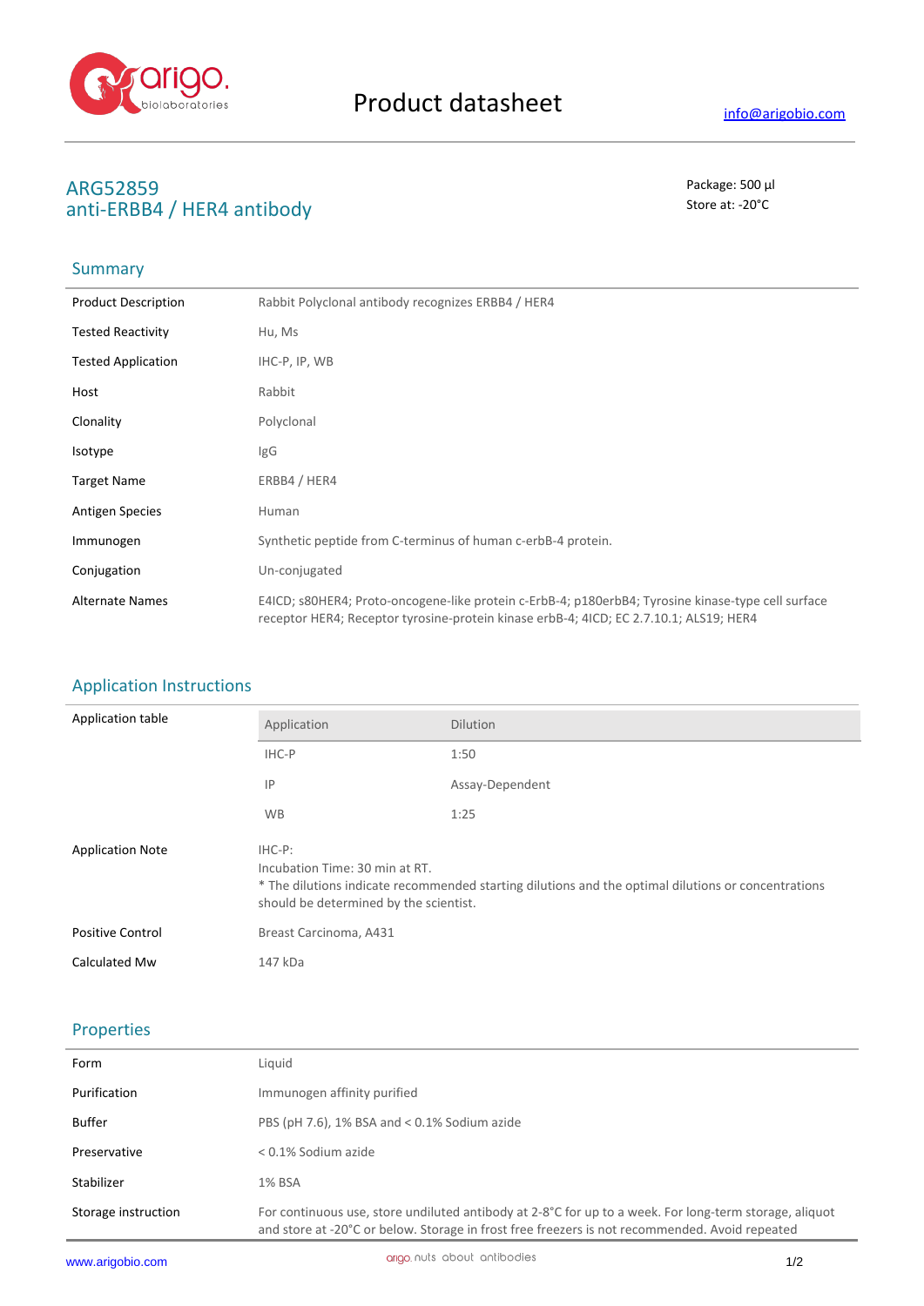# Product datasheet

info@arigobio.com

## ARG52859
## anti-ERBB4 / HER4 antibody

Package: 500 μl
Store at: -20°C

### Summary

| | |
|---|---|
| Product Description | Rabbit Polyclonal antibody recognizes ERBB4 / HER4 |
| Tested Reactivity | Hu, Ms |
| Tested Application | IHC-P, IP, WB |
| Host | Rabbit |
| Clonality | Polyclonal |
| Isotype | IgG |
| Target Name | ERBB4 / HER4 |
| Antigen Species | Human |
| Immunogen | Synthetic peptide from C-terminus of human c-erbB-4 protein. |
| Conjugation | Un-conjugated |
| Alternate Names | E4ICD; s80HER4; Proto-oncogene-like protein c-ErbB-4; p180erbB4; Tyrosine kinase-type cell surface receptor HER4; Receptor tyrosine-protein kinase erbB-4; 4ICD; EC 2.7.10.1; ALS19; HER4 |

### Application Instructions

Application table

| Application | Dilution |
|---|---|
| IHC-P | 1:50 |
| IP | Assay-Dependent |
| WB | 1:25 |

| | |
|---|---|
| Application Note | IHC-P:<br>Incubation Time: 30 min at RT.<br>* The dilutions indicate recommended starting dilutions and the optimal dilutions or concentrations should be determined by the scientist. |
| Positive Control | Breast Carcinoma, A431 |
| Calculated Mw | 147 kDa |

### Properties

| | |
|---|---|
| Form | Liquid |
| Purification | Immunogen affinity purified |
| Buffer | PBS (pH 7.6), 1% BSA and < 0.1% Sodium azide |
| Preservative | < 0.1% Sodium azide |
| Stabilizer | 1% BSA |
| Storage instruction | For continuous use, store undiluted antibody at 2-8°C for up to a week. For long-term storage, aliquot and store at -20°C or below. Storage in frost free freezers is not recommended. Avoid repeated |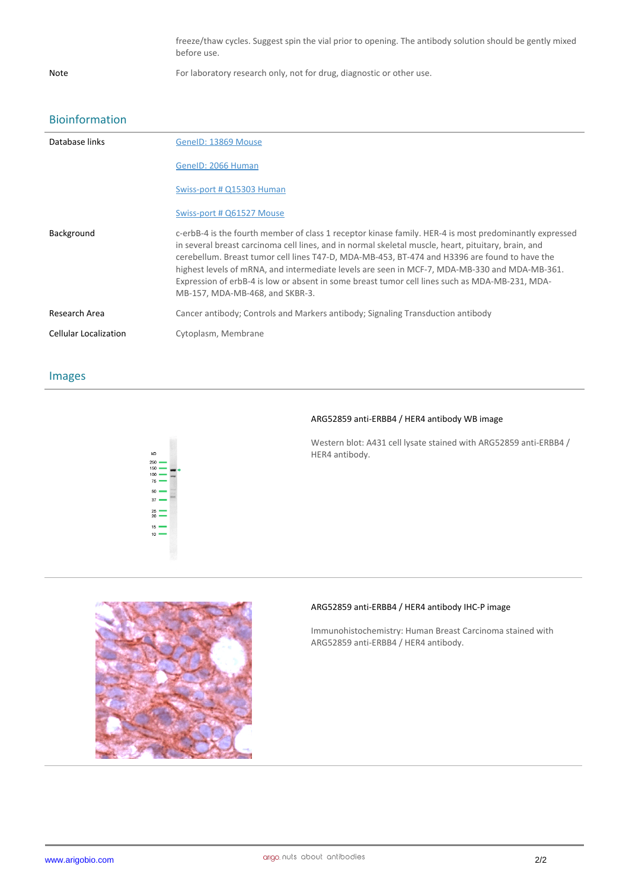freeze/thaw cycles. Suggest spin the vial prior to opening. The antibody solution should be gently mixed before use.

| | |
|---|---|
| Note | For laboratory research only, not for drug, diagnostic or other use. |

## Bioinformation

| | |
|---|---|
| Database links | GeneID: 13869 Mouse<br>GeneID: 2066 Human<br>Swiss-port # Q15303 Human<br>Swiss-port # Q61527 Mouse |
| Background | c-erbB-4 is the fourth member of class 1 receptor kinase family. HER-4 is most predominantly expressed in several breast carcinoma cell lines, and in normal skeletal muscle, heart, pituitary, brain, and cerebellum. Breast tumor cell lines T47-D, MDA-MB-453, BT-474 and H3396 are found to have the highest levels of mRNA, and intermediate levels are seen in MCF-7, MDA-MB-330 and MDA-MB-361. Expression of erbB-4 is low or absent in some breast tumor cell lines such as MDA-MB-231, MDA-MB-157, MDA-MB-468, and SKBR-3. |
| Research Area | Cancer antibody; Controls and Markers antibody; Signaling Transduction antibody |
| Cellular Localization | Cytoplasm, Membrane |

## Images

kD
250
150
100
75
50
37
25
20
15
10

**ARG52859 anti-ERBB4 / HER4 antibody WB image**

Western blot: A431 cell lysate stained with ARG52859 anti-ERBB4 / HER4 antibody.

**ARG52859 anti-ERBB4 / HER4 antibody IHC-P image**

Immunohistochemistry: Human Breast Carcinoma stained with ARG52859 anti-ERBB4 / HER4 antibody.